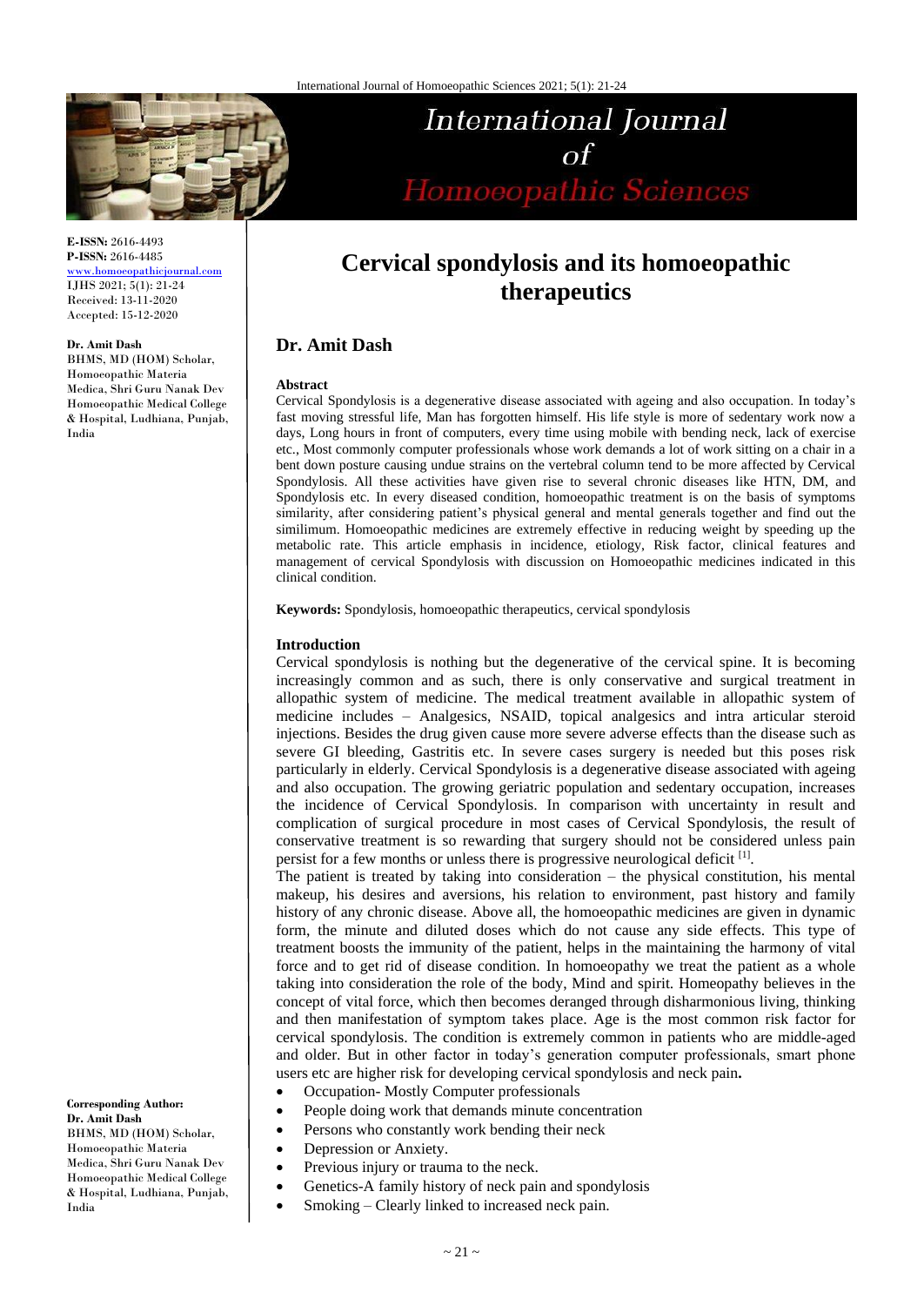E-ISSN: 2616-4493
P-ISSN: 2616-4485
www.homoeopathicjournal.com
IJHS 2021; 5(1): 21-24
Received: 13-11-2020
Accepted: 15-12-2020

**Dr. Amit Dash**
BHMS, MD (HOM) Scholar, Homoeopathic Materia Medica, Shri Guru Nanak Dev Homoeopathic Medical College & Hospital, Ludhiana, Punjab, India

**Corresponding Author:**
**Dr. Amit Dash**
BHMS, MD (HOM) Scholar, Homoeopathic Materia Medica, Shri Guru Nanak Dev Homoeopathic Medical College & Hospital, Ludhiana, Punjab, India

# Cervical spondylosis and its homoeopathic therapeutics

## Dr. Amit Dash

### Abstract

Cervical Spondylosis is a degenerative disease associated with ageing and also occupation. In today's fast moving stressful life, Man has forgotten himself. His life style is more of sedentary work now a days, Long hours in front of computers, every time using mobile with bending neck, lack of exercise etc., Most commonly computer professionals whose work demands a lot of work sitting on a chair in a bent down posture causing undue strains on the vertebral column tend to be more affected by Cervical Spondylosis. All these activities have given rise to several chronic diseases like HTN, DM, and Spondylosis etc. In every diseased condition, homoeopathic treatment is on the basis of symptoms similarity, after considering patient's physical general and mental generals together and find out the similimum. Homoeopathic medicines are extremely effective in reducing weight by speeding up the metabolic rate. This article emphasis in incidence, etiology, Risk factor, clinical features and management of cervical Spondylosis with discussion on Homoeopathic medicines indicated in this clinical condition.

**Keywords:** Spondylosis, homoeopathic therapeutics, cervical spondylosis

### Introduction

Cervical spondylosis is nothing but the degenerative of the cervical spine. It is becoming increasingly common and as such, there is only conservative and surgical treatment in allopathic system of medicine. The medical treatment available in allopathic system of medicine includes – Analgesics, NSAID, topical analgesics and intra articular steroid injections. Besides the drug given cause more severe adverse effects than the disease such as severe GI bleeding, Gastritis etc. In severe cases surgery is needed but this poses risk particularly in elderly. Cervical Spondylosis is a degenerative disease associated with ageing and also occupation. The growing geriatric population and sedentary occupation, increases the incidence of Cervical Spondylosis. In comparison with uncertainty in result and complication of surgical procedure in most cases of Cervical Spondylosis, the result of conservative treatment is so rewarding that surgery should not be considered unless pain persist for a few months or unless there is progressive neurological deficit [1].

The patient is treated by taking into consideration – the physical constitution, his mental makeup, his desires and aversions, his relation to environment, past history and family history of any chronic disease. Above all, the homoeopathic medicines are given in dynamic form, the minute and diluted doses which do not cause any side effects. This type of treatment boosts the immunity of the patient, helps in the maintaining the harmony of vital force and to get rid of disease condition. In homoeopathy we treat the patient as a whole taking into consideration the role of the body, Mind and spirit. Homeopathy believes in the concept of vital force, which then becomes deranged through disharmonious living, thinking and then manifestation of symptom takes place. Age is the most common risk factor for cervical spondylosis. The condition is extremely common in patients who are middle-aged and older. But in other factor in today's generation computer professionals, smart phone users etc are higher risk for developing cervical spondylosis and neck pain**.**

- Occupation- Mostly Computer professionals
- People doing work that demands minute concentration
- Persons who constantly work bending their neck
- Depression or Anxiety.
- Previous injury or trauma to the neck.
- Genetics-A family history of neck pain and spondylosis
- Smoking – Clearly linked to increased neck pain.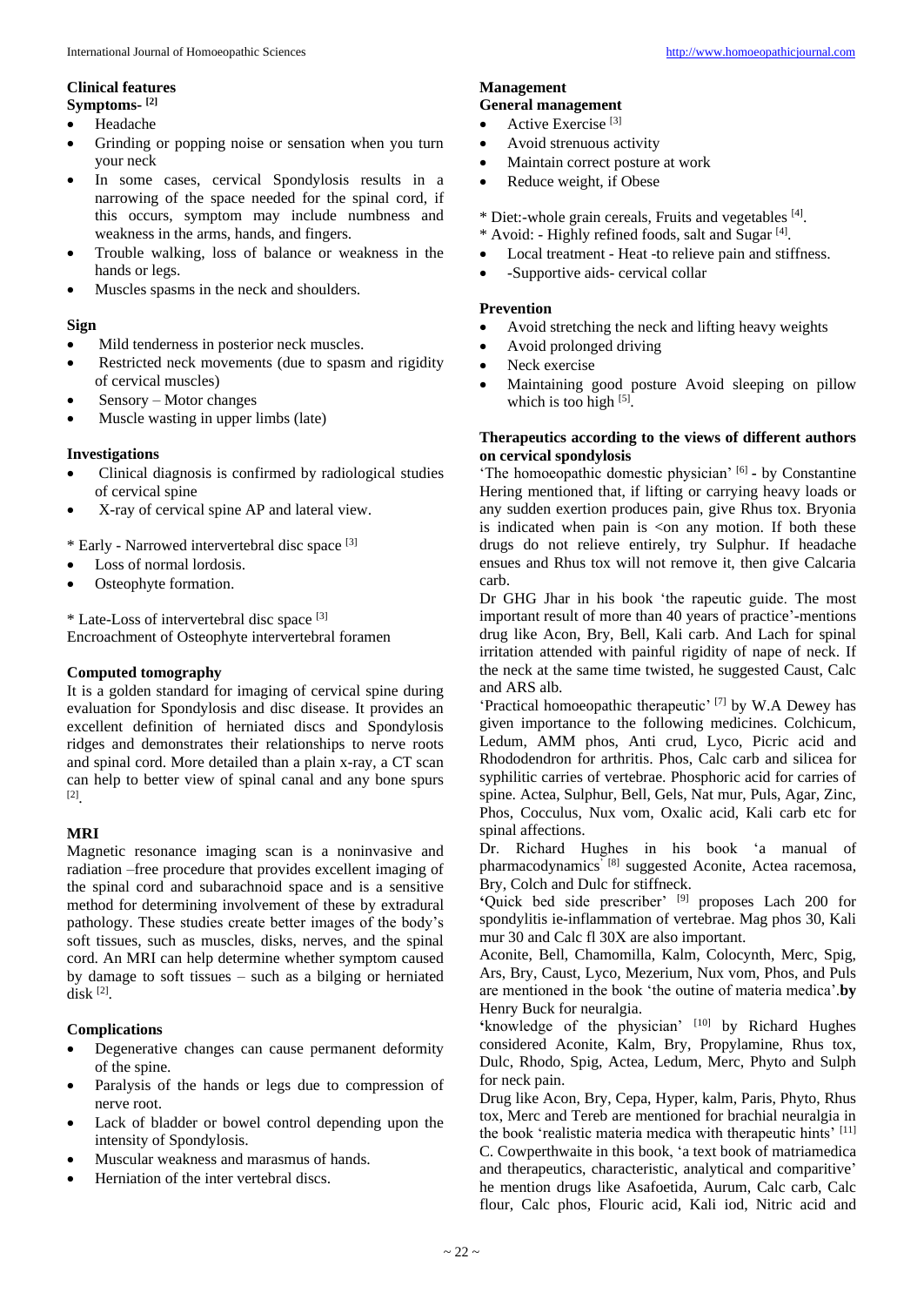## Clinical features

### Symptoms- [2]

- Headache
- Grinding or popping noise or sensation when you turn your neck
- In some cases, cervical Spondylosis results in a narrowing of the space needed for the spinal cord, if this occurs, symptom may include numbness and weakness in the arms, hands, and fingers.
- Trouble walking, loss of balance or weakness in the hands or legs.
- Muscles spasms in the neck and shoulders.

### Sign

- Mild tenderness in posterior neck muscles.
- Restricted neck movements (due to spasm and rigidity of cervical muscles)
- Sensory – Motor changes
- Muscle wasting in upper limbs (late)

### Investigations

- Clinical diagnosis is confirmed by radiological studies of cervical spine
- X-ray of cervical spine AP and lateral view.

* Early - Narrowed intervertebral disc space [3]

- Loss of normal lordosis.
- Osteophyte formation.

* Late-Loss of intervertebral disc space [3]
Encroachment of Osteophyte intervertebral foramen

### Computed tomography

It is a golden standard for imaging of cervical spine during evaluation for Spondylosis and disc disease. It provides an excellent definition of herniated discs and Spondylosis ridges and demonstrates their relationships to nerve roots and spinal cord. More detailed than a plain x-ray, a CT scan can help to better view of spinal canal and any bone spurs [2].

### MRI

Magnetic resonance imaging scan is a noninvasive and radiation –free procedure that provides excellent imaging of the spinal cord and subarachnoid space and is a sensitive method for determining involvement of these by extradural pathology. These studies create better images of the body's soft tissues, such as muscles, disks, nerves, and the spinal cord. An MRI can help determine whether symptom caused by damage to soft tissues – such as a bilging or herniated disk [2].

### Complications

- Degenerative changes can cause permanent deformity of the spine.
- Paralysis of the hands or legs due to compression of nerve root.
- Lack of bladder or bowel control depending upon the intensity of Spondylosis.
- Muscular weakness and marasmus of hands.
- Herniation of the inter vertebral discs.

## Management

### General management

- Active Exercise [3]
- Avoid strenuous activity
- Maintain correct posture at work
- Reduce weight, if Obese

* Diet:-whole grain cereals, Fruits and vegetables [4].
* Avoid: - Highly refined foods, salt and Sugar [4].

- Local treatment - Heat -to relieve pain and stiffness.
- -Supportive aids- cervical collar

### Prevention

- Avoid stretching the neck and lifting heavy weights
- Avoid prolonged driving
- Neck exercise
- Maintaining good posture Avoid sleeping on pillow which is too high [5].

### Therapeutics according to the views of different authors on cervical spondylosis

'The homoeopathic domestic physician' [6] - by Constantine Hering mentioned that, if lifting or carrying heavy loads or any sudden exertion produces pain, give Rhus tox. Bryonia is indicated when pain is <on any motion. If both these drugs do not relieve entirely, try Sulphur. If headache ensues and Rhus tox will not remove it, then give Calcaria carb.

Dr GHG Jhar in his book 'the rapeutic guide. The most important result of more than 40 years of practice'-mentions drug like Acon, Bry, Bell, Kali carb. And Lach for spinal irritation attended with painful rigidity of nape of neck. If the neck at the same time twisted, he suggested Caust, Calc and ARS alb.

'Practical homoeopathic therapeutic' [7] by W.A Dewey has given importance to the following medicines. Colchicum, Ledum, AMM phos, Anti crud, Lyco, Picric acid and Rhododendron for arthritis. Phos, Calc carb and silicea for syphilitic carries of vertebrae. Phosphoric acid for carries of spine. Actea, Sulphur, Bell, Gels, Nat mur, Puls, Agar, Zinc, Phos, Cocculus, Nux vom, Oxalic acid, Kali carb etc for spinal affections.

Dr. Richard Hughes in his book 'a manual of pharmacodynamics' [8] suggested Aconite, Actea racemosa, Bry, Colch and Dulc for stiffneck.

'Quick bed side prescriber' [9] proposes Lach 200 for spondylitis ie-inflammation of vertebrae. Mag phos 30, Kali mur 30 and Calc fl 30X are also important.

Aconite, Bell, Chamomilla, Kalm, Colocynth, Merc, Spig, Ars, Bry, Caust, Lyco, Mezerium, Nux vom, Phos, and Puls are mentioned in the book 'the outine of materia medica'.**by** Henry Buck for neuralgia.

'knowledge of the physician' [10] by Richard Hughes considered Aconite, Kalm, Bry, Propylamine, Rhus tox, Dulc, Rhodo, Spig, Actea, Ledum, Merc, Phyto and Sulph for neck pain.

Drug like Acon, Bry, Cepa, Hyper, kalm, Paris, Phyto, Rhus tox, Merc and Tereb are mentioned for brachial neuralgia in the book 'realistic materia medica with therapeutic hints' [11]

C. Cowperthwaite in this book, 'a text book of matriamedica and therapeutics, characteristic, analytical and comparitive' he mention drugs like Asafoetida, Aurum, Calc carb, Calc flour, Calc phos, Flouric acid, Kali iod, Nitric acid and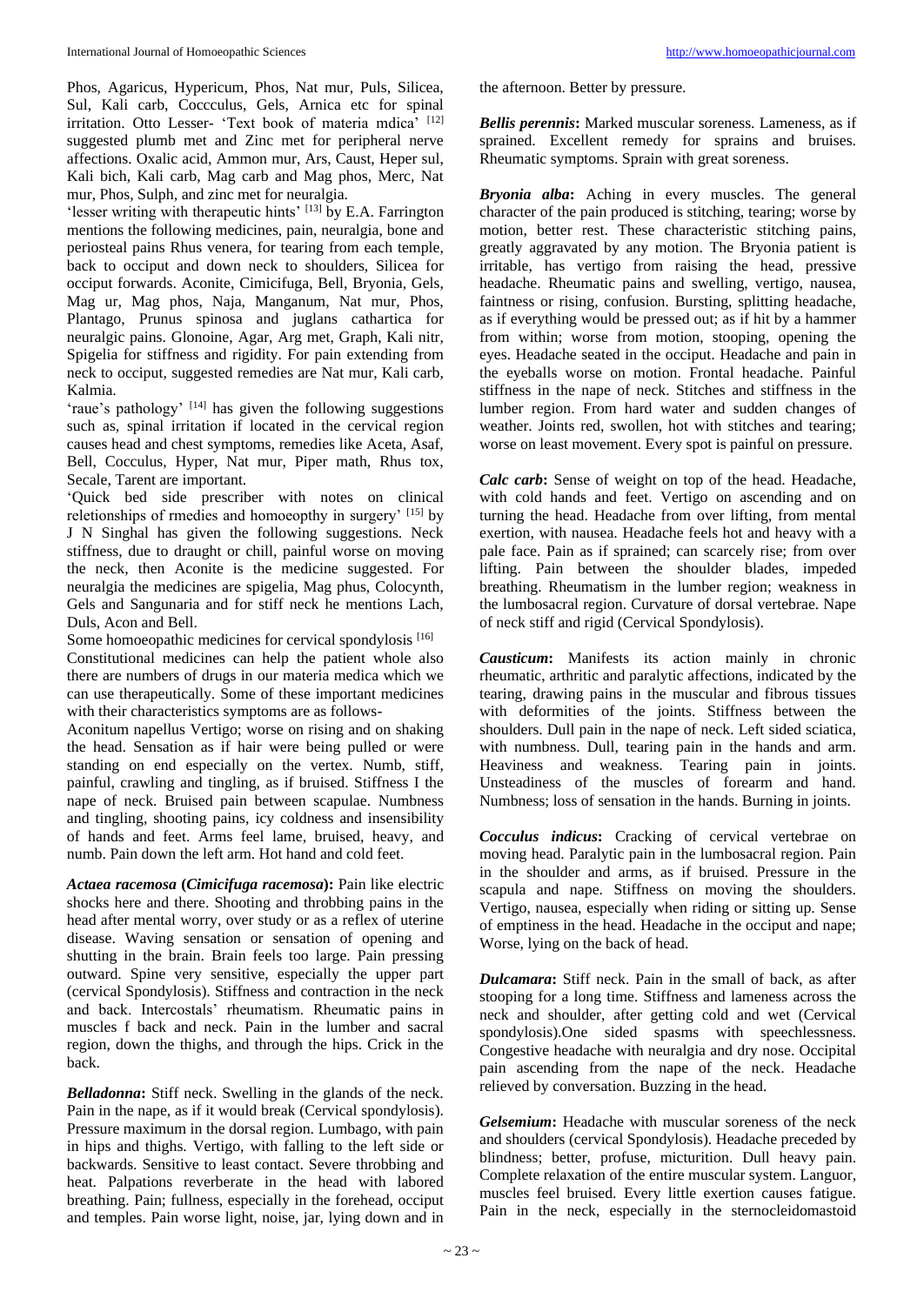Phos, Agaricus, Hypericum, Phos, Nat mur, Puls, Silicea, Sul, Kali carb, Coccculus, Gels, Arnica etc for spinal irritation. Otto Lesser- 'Text book of materia mdica' [12] suggested plumb met and Zinc met for peripheral nerve affections. Oxalic acid, Ammon mur, Ars, Caust, Heper sul, Kali bich, Kali carb, Mag carb and Mag phos, Merc, Nat mur, Phos, Sulph, and zinc met for neuralgia.

'lesser writing with therapeutic hints' [13] by E.A. Farrington mentions the following medicines, pain, neuralgia, bone and periosteal pains Rhus venera, for tearing from each temple, back to occiput and down neck to shoulders, Silicea for occiput forwards. Aconite, Cimicifuga, Bell, Bryonia, Gels, Mag ur, Mag phos, Naja, Manganum, Nat mur, Phos, Plantago, Prunus spinosa and juglans cathartica for neuralgic pains. Glonoine, Agar, Arg met, Graph, Kali nitr, Spigelia for stiffness and rigidity. For pain extending from neck to occiput, suggested remedies are Nat mur, Kali carb, Kalmia.

'raue's pathology' [14] has given the following suggestions such as, spinal irritation if located in the cervical region causes head and chest symptoms, remedies like Aceta, Asaf, Bell, Cocculus, Hyper, Nat mur, Piper math, Rhus tox, Secale, Tarent are important.

'Quick bed side prescriber with notes on clinical reletionships of rmedies and homoeopthy in surgery' [15] by J N Singhal has given the following suggestions. Neck stiffness, due to draught or chill, painful worse on moving the neck, then Aconite is the medicine suggested. For neuralgia the medicines are spigelia, Mag phus, Colocynth, Gels and Sangunaria and for stiff neck he mentions Lach, Duls, Acon and Bell.

Some homoeopathic medicines for cervical spondylosis [16]

Constitutional medicines can help the patient whole also there are numbers of drugs in our materia medica which we can use therapeutically. Some of these important medicines with their characteristics symptoms are as follows-

Aconitum napellus Vertigo; worse on rising and on shaking the head. Sensation as if hair were being pulled or were standing on end especially on the vertex. Numb, stiff, painful, crawling and tingling, as if bruised. Stiffness I the nape of neck. Bruised pain between scapulae. Numbness and tingling, shooting pains, icy coldness and insensibility of hands and feet. Arms feel lame, bruised, heavy, and numb. Pain down the left arm. Hot hand and cold feet.

***Actaea racemosa* (*Cimicifuga racemosa*):** Pain like electric shocks here and there. Shooting and throbbing pains in the head after mental worry, over study or as a reflex of uterine disease. Waving sensation or sensation of opening and shutting in the brain. Brain feels too large. Pain pressing outward. Spine very sensitive, especially the upper part (cervical Spondylosis). Stiffness and contraction in the neck and back. Intercostals' rheumatism. Rheumatic pains in muscles f back and neck. Pain in the lumber and sacral region, down the thighs, and through the hips. Crick in the back.

***Belladonna*:** Stiff neck. Swelling in the glands of the neck. Pain in the nape, as if it would break (Cervical spondylosis). Pressure maximum in the dorsal region. Lumbago, with pain in hips and thighs. Vertigo, with falling to the left side or backwards. Sensitive to least contact. Severe throbbing and heat. Palpations reverberate in the head with labored breathing. Pain; fullness, especially in the forehead, occiput and temples. Pain worse light, noise, jar, lying down and in the afternoon. Better by pressure.

***Bellis perennis*:** Marked muscular soreness. Lameness, as if sprained. Excellent remedy for sprains and bruises. Rheumatic symptoms. Sprain with great soreness.

***Bryonia alba*:** Aching in every muscles. The general character of the pain produced is stitching, tearing; worse by motion, better rest. These characteristic stitching pains, greatly aggravated by any motion. The Bryonia patient is irritable, has vertigo from raising the head, pressive headache. Rheumatic pains and swelling, vertigo, nausea, faintness or rising, confusion. Bursting, splitting headache, as if everything would be pressed out; as if hit by a hammer from within; worse from motion, stooping, opening the eyes. Headache seated in the occiput. Headache and pain in the eyeballs worse on motion. Frontal headache. Painful stiffness in the nape of neck. Stitches and stiffness in the lumber region. From hard water and sudden changes of weather. Joints red, swollen, hot with stitches and tearing; worse on least movement. Every spot is painful on pressure.

***Calc carb*:** Sense of weight on top of the head. Headache, with cold hands and feet. Vertigo on ascending and on turning the head. Headache from over lifting, from mental exertion, with nausea. Headache feels hot and heavy with a pale face. Pain as if sprained; can scarcely rise; from over lifting. Pain between the shoulder blades, impeded breathing. Rheumatism in the lumber region; weakness in the lumbosacral region. Curvature of dorsal vertebrae. Nape of neck stiff and rigid (Cervical Spondylosis).

***Causticum*:** Manifests its action mainly in chronic rheumatic, arthritic and paralytic affections, indicated by the tearing, drawing pains in the muscular and fibrous tissues with deformities of the joints. Stiffness between the shoulders. Dull pain in the nape of neck. Left sided sciatica, with numbness. Dull, tearing pain in the hands and arm. Heaviness and weakness. Tearing pain in joints. Unsteadiness of the muscles of forearm and hand. Numbness; loss of sensation in the hands. Burning in joints.

***Cocculus indicus*:** Cracking of cervical vertebrae on moving head. Paralytic pain in the lumbosacral region. Pain in the shoulder and arms, as if bruised. Pressure in the scapula and nape. Stiffness on moving the shoulders. Vertigo, nausea, especially when riding or sitting up. Sense of emptiness in the head. Headache in the occiput and nape; Worse, lying on the back of head.

***Dulcamara*:** Stiff neck. Pain in the small of back, as after stooping for a long time. Stiffness and lameness across the neck and shoulder, after getting cold and wet (Cervical spondylosis).One sided spasms with speechlessness. Congestive headache with neuralgia and dry nose. Occipital pain ascending from the nape of the neck. Headache relieved by conversation. Buzzing in the head.

***Gelsemium*:** Headache with muscular soreness of the neck and shoulders (cervical Spondylosis). Headache preceded by blindness; better, profuse, micturition. Dull heavy pain. Complete relaxation of the entire muscular system. Languor, muscles feel bruised. Every little exertion causes fatigue. Pain in the neck, especially in the sternocleidomastoid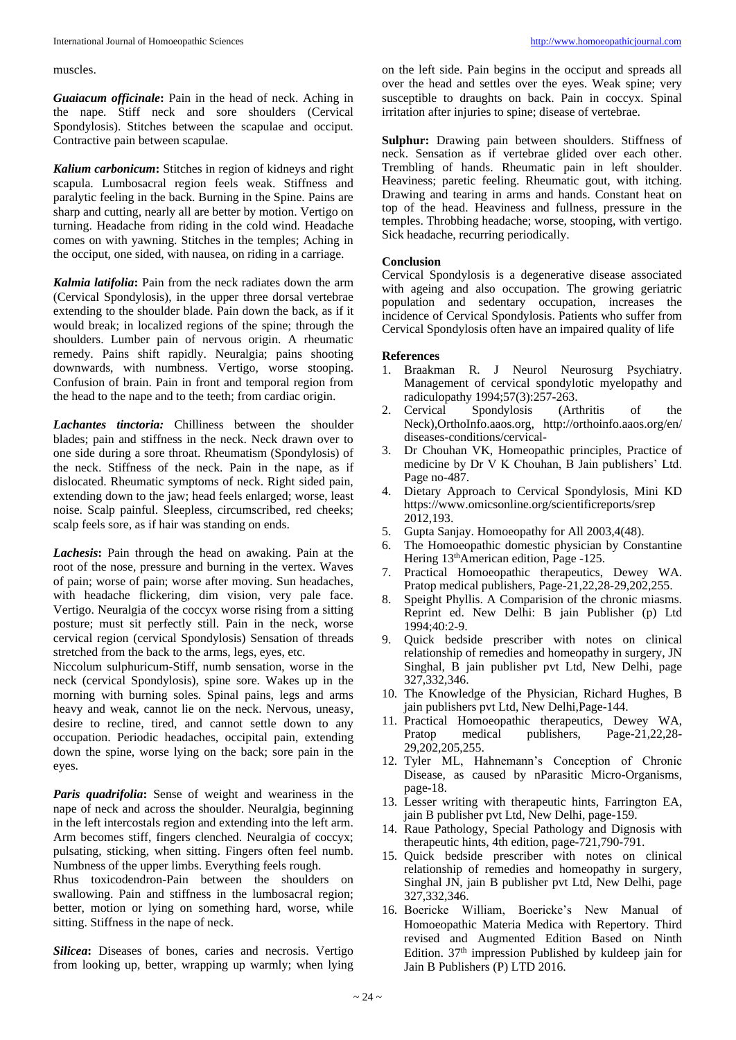muscles.

***Guaiacum officinale*:** Pain in the head of neck. Aching in the nape. Stiff neck and sore shoulders (Cervical Spondylosis). Stitches between the scapulae and occiput. Contractive pain between scapulae.

***Kalium carbonicum*:** Stitches in region of kidneys and right scapula. Lumbosacral region feels weak. Stiffness and paralytic feeling in the back. Burning in the Spine. Pains are sharp and cutting, nearly all are better by motion. Vertigo on turning. Headache from riding in the cold wind. Headache comes on with yawning. Stitches in the temples; Aching in the occiput, one sided, with nausea, on riding in a carriage.

***Kalmia latifolia*:** Pain from the neck radiates down the arm (Cervical Spondylosis), in the upper three dorsal vertebrae extending to the shoulder blade. Pain down the back, as if it would break; in localized regions of the spine; through the shoulders. Lumber pain of nervous origin. A rheumatic remedy. Pains shift rapidly. Neuralgia; pains shooting downwards, with numbness. Vertigo, worse stooping. Confusion of brain. Pain in front and temporal region from the head to the nape and to the teeth; from cardiac origin.

***Lachantes tinctoria:*** Chilliness between the shoulder blades; pain and stiffness in the neck. Neck drawn over to one side during a sore throat. Rheumatism (Spondylosis) of the neck. Stiffness of the neck. Pain in the nape, as if dislocated. Rheumatic symptoms of neck. Right sided pain, extending down to the jaw; head feels enlarged; worse, least noise. Scalp painful. Sleepless, circumscribed, red cheeks; scalp feels sore, as if hair was standing on ends.

***Lachesis*:** Pain through the head on awaking. Pain at the root of the nose, pressure and burning in the vertex. Waves of pain; worse of pain; worse after moving. Sun headaches, with headache flickering, dim vision, very pale face. Vertigo. Neuralgia of the coccyx worse rising from a sitting posture; must sit perfectly still. Pain in the neck, worse cervical region (cervical Spondylosis) Sensation of threads stretched from the back to the arms, legs, eyes, etc.

Niccolum sulphuricum-Stiff, numb sensation, worse in the neck (cervical Spondylosis), spine sore. Wakes up in the morning with burning soles. Spinal pains, legs and arms heavy and weak, cannot lie on the neck. Nervous, uneasy, desire to recline, tired, and cannot settle down to any occupation. Periodic headaches, occipital pain, extending down the spine, worse lying on the back; sore pain in the eyes.

***Paris quadrifolia*:** Sense of weight and weariness in the nape of neck and across the shoulder. Neuralgia, beginning in the left intercostals region and extending into the left arm. Arm becomes stiff, fingers clenched. Neuralgia of coccyx; pulsating, sticking, when sitting. Fingers often feel numb. Numbness of the upper limbs. Everything feels rough.

Rhus toxicodendron-Pain between the shoulders on swallowing. Pain and stiffness in the lumbosacral region; better, motion or lying on something hard, worse, while sitting. Stiffness in the nape of neck.

***Silicea*:** Diseases of bones, caries and necrosis. Vertigo from looking up, better, wrapping up warmly; when lying on the left side. Pain begins in the occiput and spreads all over the head and settles over the eyes. Weak spine; very susceptible to draughts on back. Pain in coccyx. Spinal irritation after injuries to spine; disease of vertebrae.

**Sulphur:** Drawing pain between shoulders. Stiffness of neck. Sensation as if vertebrae glided over each other. Trembling of hands. Rheumatic pain in left shoulder. Heaviness; paretic feeling. Rheumatic gout, with itching. Drawing and tearing in arms and hands. Constant heat on top of the head. Heaviness and fullness, pressure in the temples. Throbbing headache; worse, stooping, with vertigo. Sick headache, recurring periodically.

## Conclusion

Cervical Spondylosis is a degenerative disease associated with ageing and also occupation. The growing geriatric population and sedentary occupation, increases the incidence of Cervical Spondylosis. Patients who suffer from Cervical Spondylosis often have an impaired quality of life

## References

1. Braakman R. J Neurol Neurosurg Psychiatry. Management of cervical spondylotic myelopathy and radiculopathy 1994;57(3):257-263.
2. Cervical Spondylosis (Arthritis of the Neck),OrthoInfo.aaos.org, http://orthoinfo.aaos.org/en/ diseases-conditions/cervical-
3. Dr Chouhan VK, Homeopathic principles, Practice of medicine by Dr V K Chouhan, B Jain publishers' Ltd. Page no-487.
4. Dietary Approach to Cervical Spondylosis, Mini KD https://www.omicsonline.org/scientificreports/srep 2012,193.
5. Gupta Sanjay. Homoeopathy for All 2003,4(48).
6. The Homoeopathic domestic physician by Constantine Hering 13th American edition, Page -125.
7. Practical Homoeopathic therapeutics, Dewey WA. Pratop medical publishers, Page-21,22,28-29,202,255.
8. Speight Phyllis. A Comparision of the chronic miasms. Reprint ed. New Delhi: B jain Publisher (p) Ltd 1994;40:2-9.
9. Quick bedside prescriber with notes on clinical relationship of remedies and homeopathy in surgery, JN Singhal, B jain publisher pvt Ltd, New Delhi, page 327,332,346.
10. The Knowledge of the Physician, Richard Hughes, B jain publishers pvt Ltd, New Delhi,Page-144.
11. Practical Homoeopathic therapeutics, Dewey WA, Pratop medical publishers, Page-21,22,28-29,202,205,255.
12. Tyler ML, Hahnemann's Conception of Chronic Disease, as caused by nParasitic Micro-Organisms, page-18.
13. Lesser writing with therapeutic hints, Farrington EA, jain B publisher pvt Ltd, New Delhi, page-159.
14. Raue Pathology, Special Pathology and Dignosis with therapeutic hints, 4th edition, page-721,790-791.
15. Quick bedside prescriber with notes on clinical relationship of remedies and homeopathy in surgery, Singhal JN, jain B publisher pvt Ltd, New Delhi, page 327,332,346.
16. Boericke William, Boericke's New Manual of Homoeopathic Materia Medica with Repertory. Third revised and Augmented Edition Based on Ninth Edition. 37th impression Published by kuldeep jain for Jain B Publishers (P) LTD 2016.